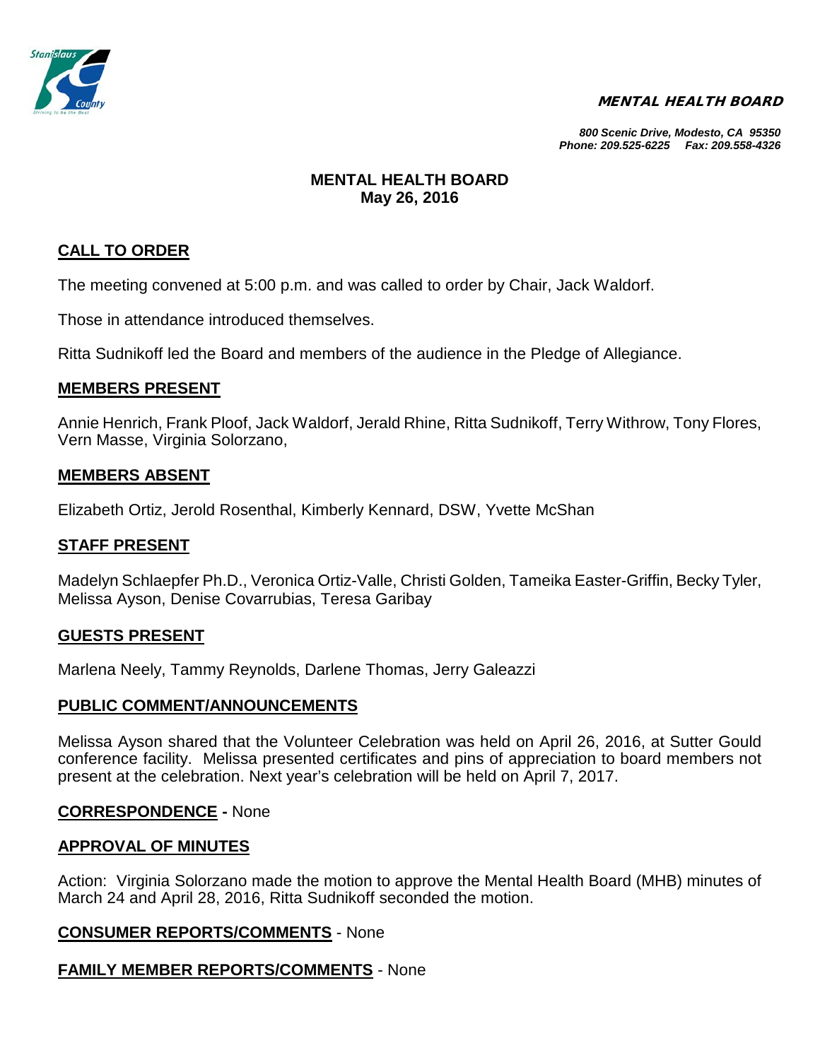***MENTAL HEALTH BOARD***

***800 Scenic Drive, Modesto, CA 95350***
***Phone: 209.525-6225 Fax: 209.558-4326***

# MENTAL HEALTH BOARD
## May 26, 2016

### CALL TO ORDER

The meeting convened at 5:00 p.m. and was called to order by Chair, Jack Waldorf.

Those in attendance introduced themselves.

Ritta Sudnikoff led the Board and members of the audience in the Pledge of Allegiance.

### MEMBERS PRESENT

Annie Henrich, Frank Ploof, Jack Waldorf, Jerald Rhine, Ritta Sudnikoff, Terry Withrow, Tony Flores, Vern Masse, Virginia Solorzano,

### MEMBERS ABSENT

Elizabeth Ortiz, Jerold Rosenthal, Kimberly Kennard, DSW, Yvette McShan

### STAFF PRESENT

Madelyn Schlaepfer Ph.D., Veronica Ortiz-Valle, Christi Golden, Tameika Easter-Griffin, Becky Tyler, Melissa Ayson, Denise Covarrubias, Teresa Garibay

### GUESTS PRESENT

Marlena Neely, Tammy Reynolds, Darlene Thomas, Jerry Galeazzi

### PUBLIC COMMENT/ANNOUNCEMENTS

Melissa Ayson shared that the Volunteer Celebration was held on April 26, 2016, at Sutter Gould conference facility. Melissa presented certificates and pins of appreciation to board members not present at the celebration. Next year's celebration will be held on April 7, 2017.

### CORRESPONDENCE - None

### APPROVAL OF MINUTES

Action: Virginia Solorzano made the motion to approve the Mental Health Board (MHB) minutes of March 24 and April 28, 2016, Ritta Sudnikoff seconded the motion.

### CONSUMER REPORTS/COMMENTS - None

### FAMILY MEMBER REPORTS/COMMENTS - None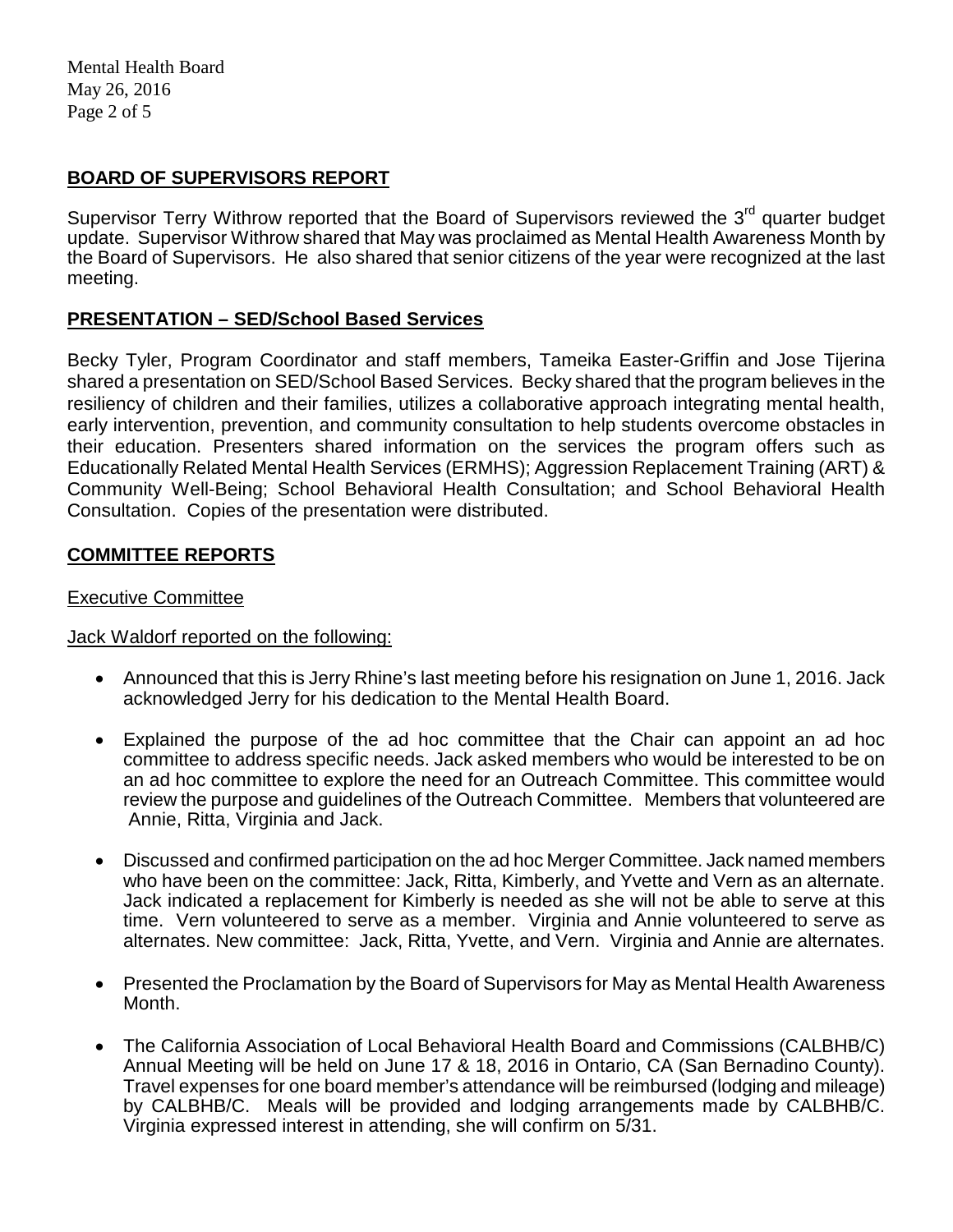## BOARD OF SUPERVISORS REPORT

Supervisor Terry Withrow reported that the Board of Supervisors reviewed the 3rd quarter budget update. Supervisor Withrow shared that May was proclaimed as Mental Health Awareness Month by the Board of Supervisors. He also shared that senior citizens of the year were recognized at the last meeting.

## PRESENTATION – SED/School Based Services

Becky Tyler, Program Coordinator and staff members, Tameika Easter-Griffin and Jose Tijerina shared a presentation on SED/School Based Services. Becky shared that the program believes in the resiliency of children and their families, utilizes a collaborative approach integrating mental health, early intervention, prevention, and community consultation to help students overcome obstacles in their education. Presenters shared information on the services the program offers such as Educationally Related Mental Health Services (ERMHS); Aggression Replacement Training (ART) & Community Well-Being; School Behavioral Health Consultation; and School Behavioral Health Consultation. Copies of the presentation were distributed.

## COMMITTEE REPORTS

### Executive Committee

Jack Waldorf reported on the following:

- Announced that this is Jerry Rhine's last meeting before his resignation on June 1, 2016. Jack acknowledged Jerry for his dedication to the Mental Health Board.
- Explained the purpose of the ad hoc committee that the Chair can appoint an ad hoc committee to address specific needs. Jack asked members who would be interested to be on an ad hoc committee to explore the need for an Outreach Committee. This committee would review the purpose and guidelines of the Outreach Committee. Members that volunteered are Annie, Ritta, Virginia and Jack.
- Discussed and confirmed participation on the ad hoc Merger Committee. Jack named members who have been on the committee: Jack, Ritta, Kimberly, and Yvette and Vern as an alternate. Jack indicated a replacement for Kimberly is needed as she will not be able to serve at this time. Vern volunteered to serve as a member. Virginia and Annie volunteered to serve as alternates. New committee: Jack, Ritta, Yvette, and Vern. Virginia and Annie are alternates.
- Presented the Proclamation by the Board of Supervisors for May as Mental Health Awareness Month.
- The California Association of Local Behavioral Health Board and Commissions (CALBHB/C) Annual Meeting will be held on June 17 & 18, 2016 in Ontario, CA (San Bernadino County). Travel expenses for one board member's attendance will be reimbursed (lodging and mileage) by CALBHB/C. Meals will be provided and lodging arrangements made by CALBHB/C. Virginia expressed interest in attending, she will confirm on 5/31.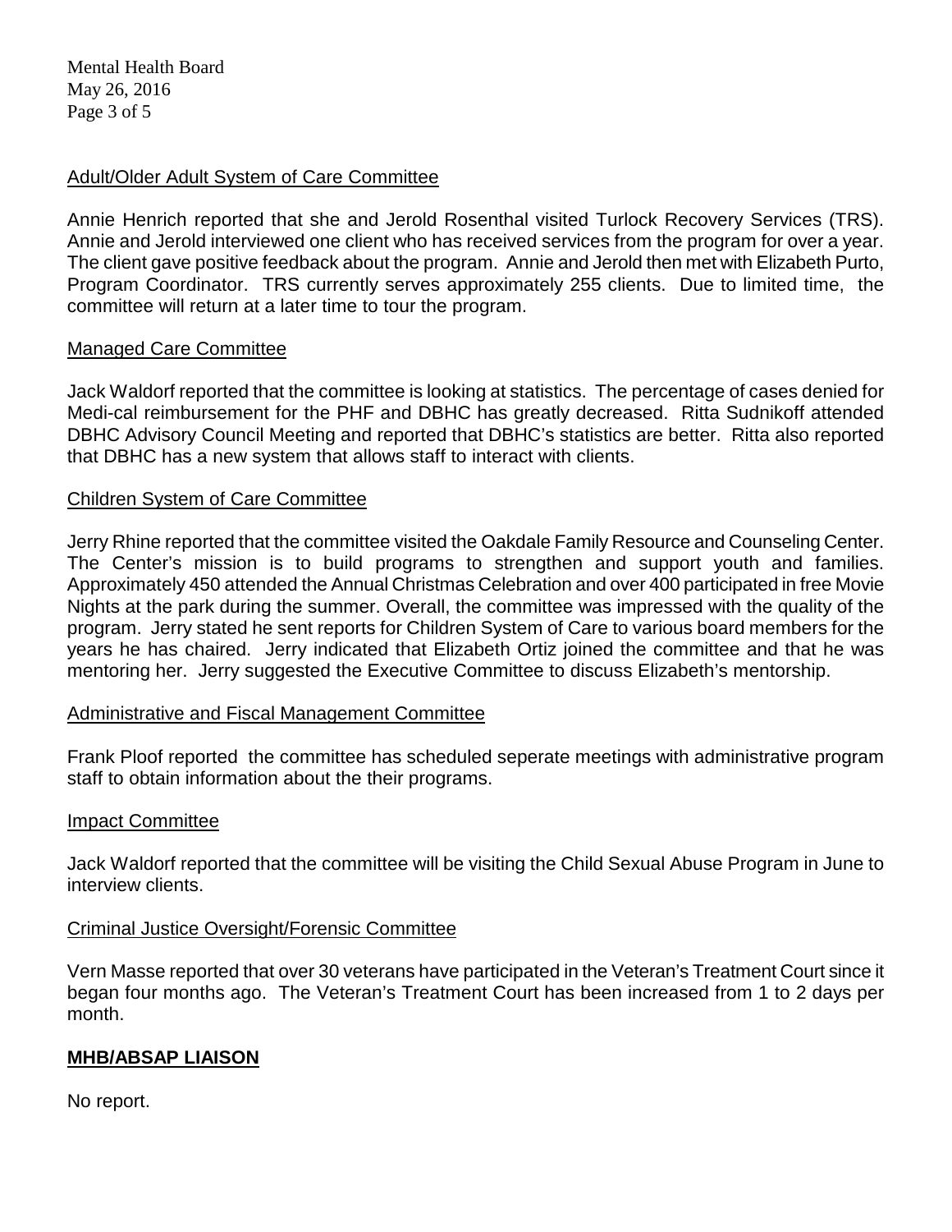### Adult/Older Adult System of Care Committee

Annie Henrich reported that she and Jerold Rosenthal visited Turlock Recovery Services (TRS). Annie and Jerold interviewed one client who has received services from the program for over a year. The client gave positive feedback about the program. Annie and Jerold then met with Elizabeth Purto, Program Coordinator. TRS currently serves approximately 255 clients. Due to limited time, the committee will return at a later time to tour the program.

### Managed Care Committee

Jack Waldorf reported that the committee is looking at statistics. The percentage of cases denied for Medi-cal reimbursement for the PHF and DBHC has greatly decreased. Ritta Sudnikoff attended DBHC Advisory Council Meeting and reported that DBHC's statistics are better. Ritta also reported that DBHC has a new system that allows staff to interact with clients.

### Children System of Care Committee

Jerry Rhine reported that the committee visited the Oakdale Family Resource and Counseling Center. The Center's mission is to build programs to strengthen and support youth and families. Approximately 450 attended the Annual Christmas Celebration and over 400 participated in free Movie Nights at the park during the summer. Overall, the committee was impressed with the quality of the program. Jerry stated he sent reports for Children System of Care to various board members for the years he has chaired. Jerry indicated that Elizabeth Ortiz joined the committee and that he was mentoring her. Jerry suggested the Executive Committee to discuss Elizabeth's mentorship.

### Administrative and Fiscal Management Committee

Frank Ploof reported the committee has scheduled seperate meetings with administrative program staff to obtain information about the their programs.

### Impact Committee

Jack Waldorf reported that the committee will be visiting the Child Sexual Abuse Program in June to interview clients.

### Criminal Justice Oversight/Forensic Committee

Vern Masse reported that over 30 veterans have participated in the Veteran's Treatment Court since it began four months ago. The Veteran's Treatment Court has been increased from 1 to 2 days per month.

## MHB/ABSAP LIAISON

No report.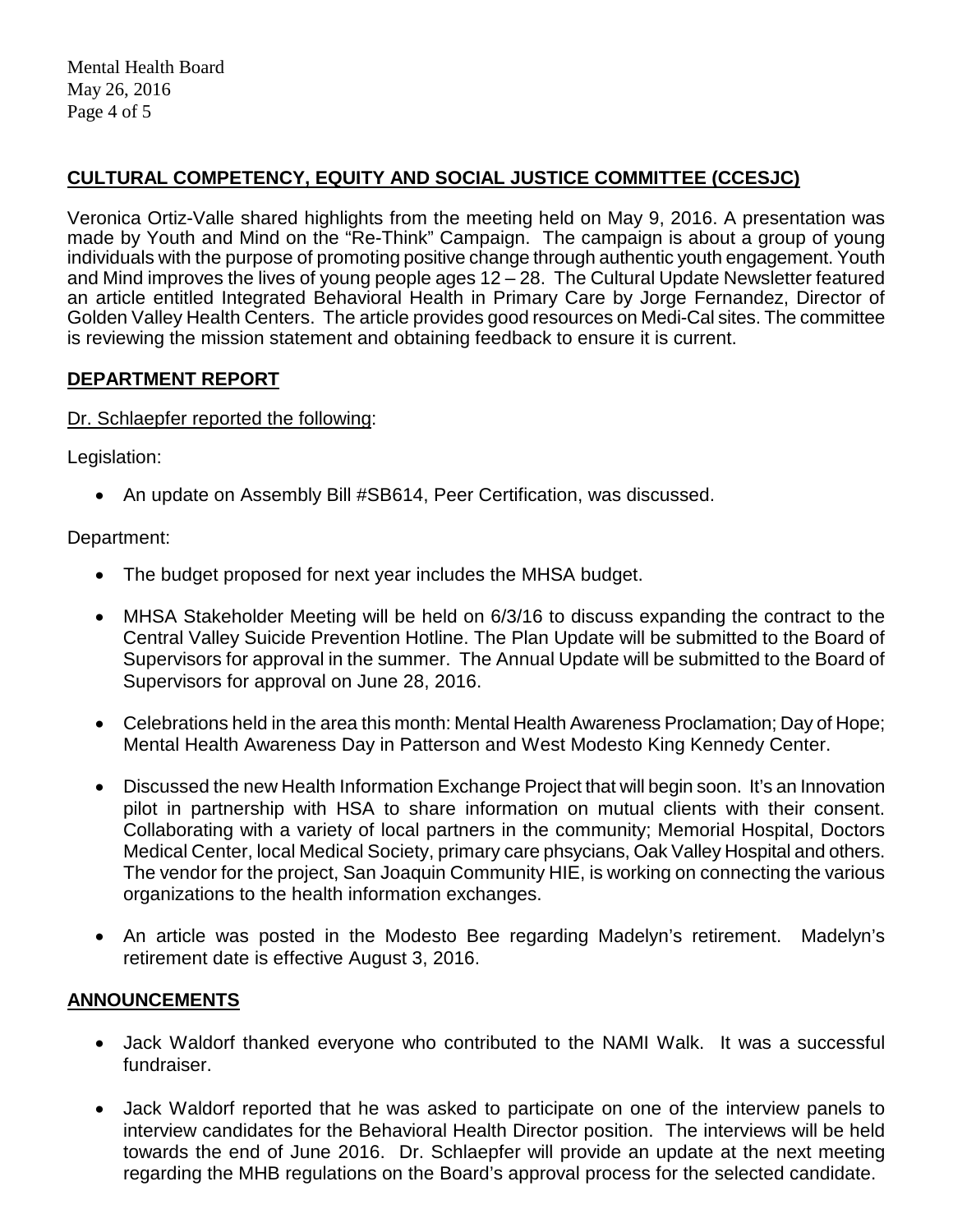## CULTURAL COMPETENCY, EQUITY AND SOCIAL JUSTICE COMMITTEE (CCESJC)

Veronica Ortiz-Valle shared highlights from the meeting held on May 9, 2016. A presentation was made by Youth and Mind on the "Re-Think" Campaign. The campaign is about a group of young individuals with the purpose of promoting positive change through authentic youth engagement. Youth and Mind improves the lives of young people ages 12 – 28. The Cultural Update Newsletter featured an article entitled Integrated Behavioral Health in Primary Care by Jorge Fernandez, Director of Golden Valley Health Centers. The article provides good resources on Medi-Cal sites. The committee is reviewing the mission statement and obtaining feedback to ensure it is current.

## DEPARTMENT REPORT

Dr. Schlaepfer reported the following:

Legislation:

- An update on Assembly Bill #SB614, Peer Certification, was discussed.

Department:

- The budget proposed for next year includes the MHSA budget.
- MHSA Stakeholder Meeting will be held on 6/3/16 to discuss expanding the contract to the Central Valley Suicide Prevention Hotline. The Plan Update will be submitted to the Board of Supervisors for approval in the summer. The Annual Update will be submitted to the Board of Supervisors for approval on June 28, 2016.
- Celebrations held in the area this month: Mental Health Awareness Proclamation; Day of Hope; Mental Health Awareness Day in Patterson and West Modesto King Kennedy Center.
- Discussed the new Health Information Exchange Project that will begin soon. It's an Innovation pilot in partnership with HSA to share information on mutual clients with their consent. Collaborating with a variety of local partners in the community; Memorial Hospital, Doctors Medical Center, local Medical Society, primary care phsycians, Oak Valley Hospital and others. The vendor for the project, San Joaquin Community HIE, is working on connecting the various organizations to the health information exchanges.
- An article was posted in the Modesto Bee regarding Madelyn's retirement. Madelyn's retirement date is effective August 3, 2016.

## ANNOUNCEMENTS

- Jack Waldorf thanked everyone who contributed to the NAMI Walk. It was a successful fundraiser.
- Jack Waldorf reported that he was asked to participate on one of the interview panels to interview candidates for the Behavioral Health Director position. The interviews will be held towards the end of June 2016. Dr. Schlaepfer will provide an update at the next meeting regarding the MHB regulations on the Board's approval process for the selected candidate.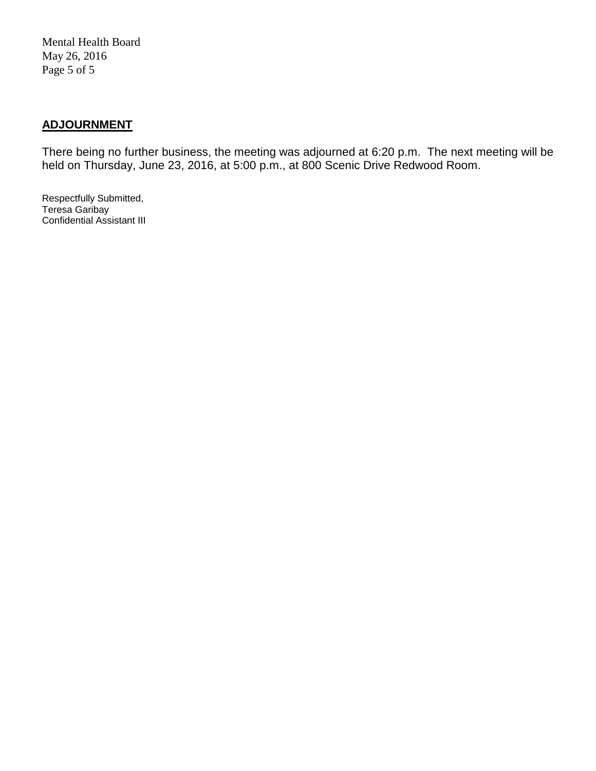## ADJOURNMENT

There being no further business, the meeting was adjourned at 6:20 p.m. The next meeting will be held on Thursday, June 23, 2016, at 5:00 p.m., at 800 Scenic Drive Redwood Room.

Respectfully Submitted,
Teresa Garibay
Confidential Assistant III